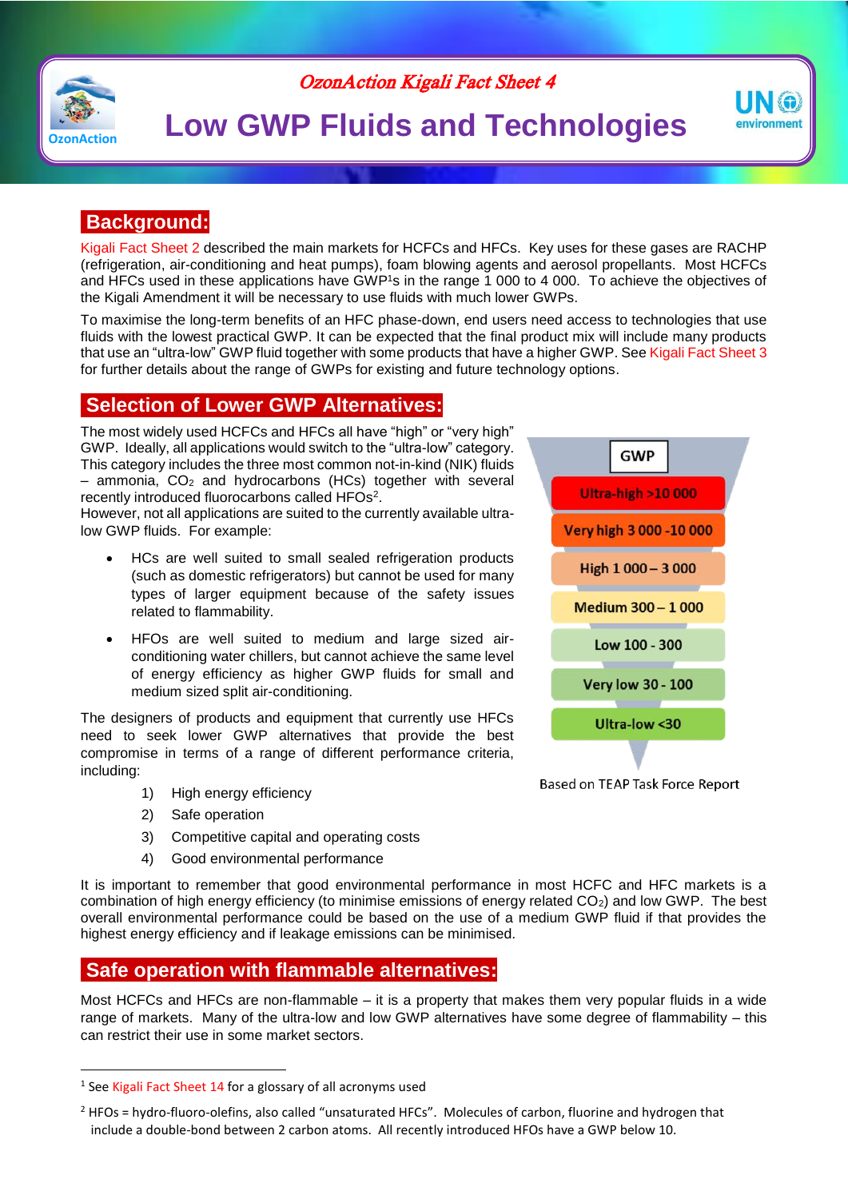*OzonAction Kigali Fact Sheet 4*

# Low GWP Fluids and Technologies

## Background:

Kigali Fact Sheet 2 described the main markets for HCFCs and HFCs. Key uses for these gases are RACHP (refrigeration, air-conditioning and heat pumps), foam blowing agents and aerosol propellants. Most HCFCs and HFCs used in these applications have GWP[1]s in the range 1 000 to 4 000. To achieve the objectives of the Kigali Amendment it will be necessary to use fluids with much lower GWPs.

To maximise the long-term benefits of an HFC phase-down, end users need access to technologies that use fluids with the lowest practical GWP. It can be expected that the final product mix will include many products that use an "ultra-low" GWP fluid together with some products that have a higher GWP. See Kigali Fact Sheet 3 for further details about the range of GWPs for existing and future technology options.

## Selection of Lower GWP Alternatives:

The most widely used HCFCs and HFCs all have "high" or "very high" GWP. Ideally, all applications would switch to the "ultra-low" category. This category includes the three most common not-in-kind (NIK) fluids – ammonia, $CO_2$ and hydrocarbons (HCs) together with several recently introduced fluorocarbons called HFOs[2].
However, not all applications are suited to the currently available ultra-low GWP fluids. For example:

- HCs are well suited to small sealed refrigeration products (such as domestic refrigerators) but cannot be used for many types of larger equipment because of the safety issues related to flammability.
- HFOs are well suited to medium and large sized air-conditioning water chillers, but cannot achieve the same level of energy efficiency as higher GWP fluids for small and medium sized split air-conditioning.

| GWP |
|---|
| Ultra-high >10 000 |
| Very high 3 000 -10 000 |
| High 1 000 – 3 000 |
| Medium 300 – 1 000 |
| Low 100 - 300 |
| Very low 30 - 100 |
| Ultra-low <30 |

Based on TEAP Task Force Report

The designers of products and equipment that currently use HFCs need to seek lower GWP alternatives that provide the best compromise in terms of a range of different performance criteria, including:

1) High energy efficiency
2) Safe operation
3) Competitive capital and operating costs
4) Good environmental performance

It is important to remember that good environmental performance in most HCFC and HFC markets is a combination of high energy efficiency (to minimise emissions of energy related $CO_2$) and low GWP. The best overall environmental performance could be based on the use of a medium GWP fluid if that provides the highest energy efficiency and if leakage emissions can be minimised.

## Safe operation with flammable alternatives:

Most HCFCs and HFCs are non-flammable – it is a property that makes them very popular fluids in a wide range of markets. Many of the ultra-low and low GWP alternatives have some degree of flammability – this can restrict their use in some market sectors.

---

[1] See Kigali Fact Sheet 14 for a glossary of all acronyms used

[2] HFOs = hydro-fluoro-olefins, also called "unsaturated HFCs". Molecules of carbon, fluorine and hydrogen that include a double-bond between 2 carbon atoms. All recently introduced HFOs have a GWP below 10.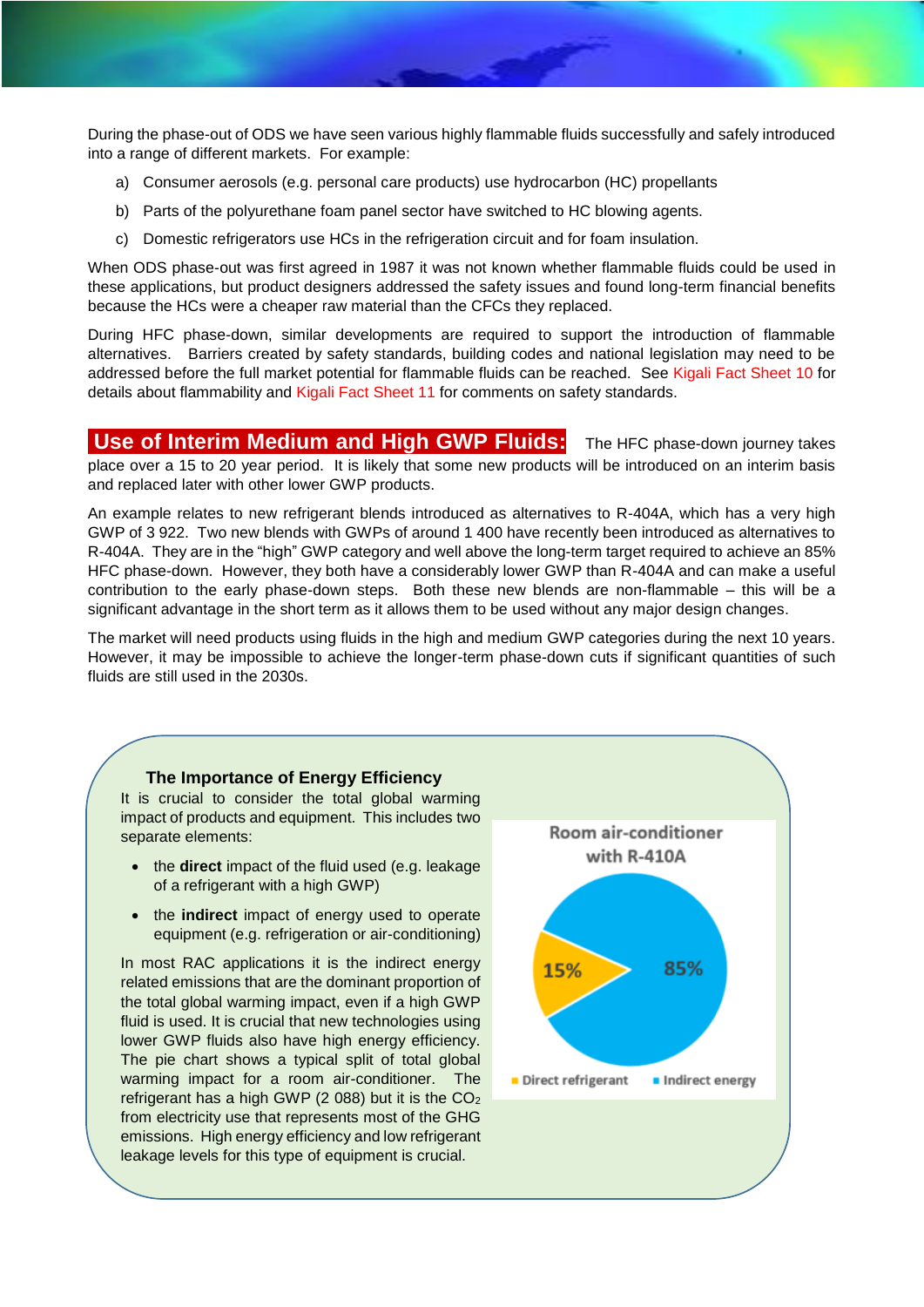During the phase-out of ODS we have seen various highly flammable fluids successfully and safely introduced into a range of different markets. For example:

a) Consumer aerosols (e.g. personal care products) use hydrocarbon (HC) propellants

b) Parts of the polyurethane foam panel sector have switched to HC blowing agents.

c) Domestic refrigerators use HCs in the refrigeration circuit and for foam insulation.

When ODS phase-out was first agreed in 1987 it was not known whether flammable fluids could be used in these applications, but product designers addressed the safety issues and found long-term financial benefits because the HCs were a cheaper raw material than the CFCs they replaced.

During HFC phase-down, similar developments are required to support the introduction of flammable alternatives. Barriers created by safety standards, building codes and national legislation may need to be addressed before the full market potential for flammable fluids can be reached. See Kigali Fact Sheet 10 for details about flammability and Kigali Fact Sheet 11 for comments on safety standards.

**Use of Interim Medium and High GWP Fluids:** The HFC phase-down journey takes place over a 15 to 20 year period. It is likely that some new products will be introduced on an interim basis and replaced later with other lower GWP products.

An example relates to new refrigerant blends introduced as alternatives to R-404A, which has a very high GWP of 3 922. Two new blends with GWPs of around 1 400 have recently been introduced as alternatives to R-404A. They are in the "high" GWP category and well above the long-term target required to achieve an 85% HFC phase-down. However, they both have a considerably lower GWP than R-404A and can make a useful contribution to the early phase-down steps. Both these new blends are non-flammable – this will be a significant advantage in the short term as it allows them to be used without any major design changes.

The market will need products using fluids in the high and medium GWP categories during the next 10 years. However, it may be impossible to achieve the longer-term phase-down cuts if significant quantities of such fluids are still used in the 2030s.

### The Importance of Energy Efficiency

It is crucial to consider the total global warming impact of products and equipment. This includes two separate elements:

- the **direct** impact of the fluid used (e.g. leakage of a refrigerant with a high GWP)
- the **indirect** impact of energy used to operate equipment (e.g. refrigeration or air-conditioning)

In most RAC applications it is the indirect energy related emissions that are the dominant proportion of the total global warming impact, even if a high GWP fluid is used. It is crucial that new technologies using lower GWP fluids also have high energy efficiency. The pie chart shows a typical split of total global warming impact for a room air-conditioner. The refrigerant has a high GWP (2 088) but it is the $CO_2$ from electricity use that represents most of the GHG emissions. High energy efficiency and low refrigerant leakage levels for this type of equipment is crucial.

**Room air-conditioner with R-410A**

| Component | Share |
| --- | --- |
| Direct refrigerant | 15% |
| Indirect energy | 85% |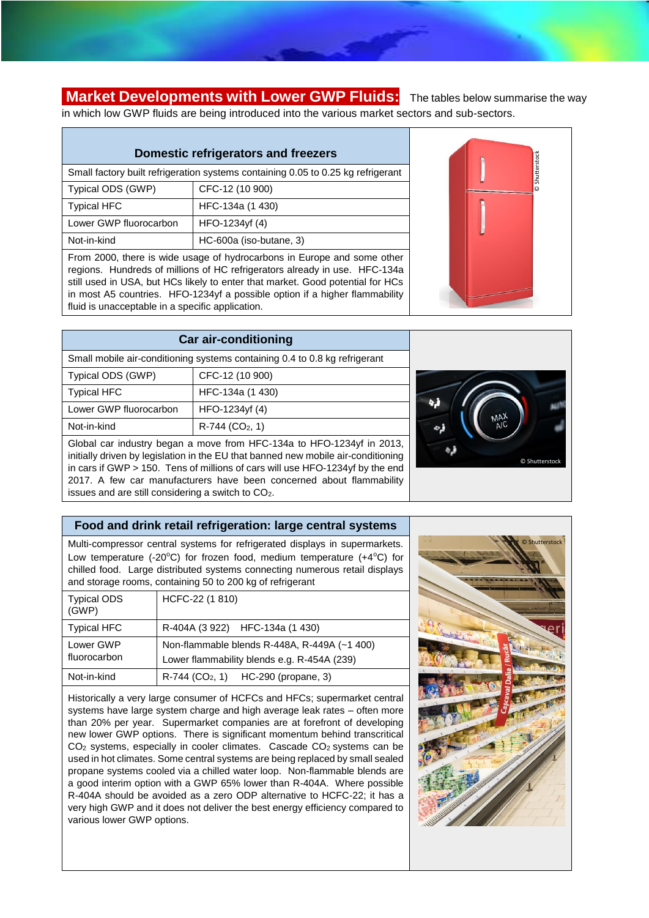## Market Developments with Lower GWP Fluids:

The tables below summarise the way in which low GWP fluids are being introduced into the various market sectors and sub-sectors.

| Domestic refrigerators and freezers | |
|---|---|
| Small factory built refrigeration systems containing 0.05 to 0.25 kg refrigerant | |
| Typical ODS (GWP) | CFC-12 (10 900) |
| Typical HFC | HFC-134a (1 430) |
| Lower GWP fluorocarbon | HFO-1234yf (4) |
| Not-in-kind | HC-600a (iso-butane, 3) |

From 2000, there is wide usage of hydrocarbons in Europe and some other regions. Hundreds of millions of HC refrigerators already in use. HFC-134a still used in USA, but HCs likely to enter that market. Good potential for HCs in most A5 countries. HFO-1234yf a possible option if a higher flammability fluid is unacceptable in a specific application.

| Car air-conditioning | |
|---|---|
| Small mobile air-conditioning systems containing 0.4 to 0.8 kg refrigerant | |
| Typical ODS (GWP) | CFC-12 (10 900) |
| Typical HFC | HFC-134a (1 430) |
| Lower GWP fluorocarbon | HFO-1234yf (4) |
| Not-in-kind | R-744 ($CO_2$, 1) |

Global car industry began a move from HFC-134a to HFO-1234yf in 2013, initially driven by legislation in the EU that banned new mobile air-conditioning in cars if GWP > 150. Tens of millions of cars will use HFO-1234yf by the end 2017. A few car manufacturers have been concerned about flammability issues and are still considering a switch to $CO_2$.

| Food and drink retail refrigeration: large central systems | |
|---|---|
| Multi-compressor central systems for refrigerated displays in supermarkets. Low temperature (-20°C) for frozen food, medium temperature (+4°C) for chilled food. Large distributed systems connecting numerous retail displays and storage rooms, containing 50 to 200 kg of refrigerant | |
| Typical ODS (GWP) | HCFC-22 (1 810) |
| Typical HFC | R-404A (3 922) HFC-134a (1 430) |
| Lower GWP fluorocarbon | Non-flammable blends R-448A, R-449A (~1 400)<br>Lower flammability blends e.g. R-454A (239) |
| Not-in-kind | R-744 ($CO_2$, 1) HC-290 (propane, 3) |

Historically a very large consumer of HCFCs and HFCs; supermarket central systems have large system charge and high average leak rates – often more than 20% per year. Supermarket companies are at forefront of developing new lower GWP options. There is significant momentum behind transcritical $CO_2$ systems, especially in cooler climates. Cascade $CO_2$ systems can be used in hot climates. Some central systems are being replaced by small sealed propane systems cooled via a chilled water loop. Non-flammable blends are a good interim option with a GWP 65% lower than R-404A. Where possible R-404A should be avoided as a zero ODP alternative to HCFC-22; it has a very high GWP and it does not deliver the best energy efficiency compared to various lower GWP options.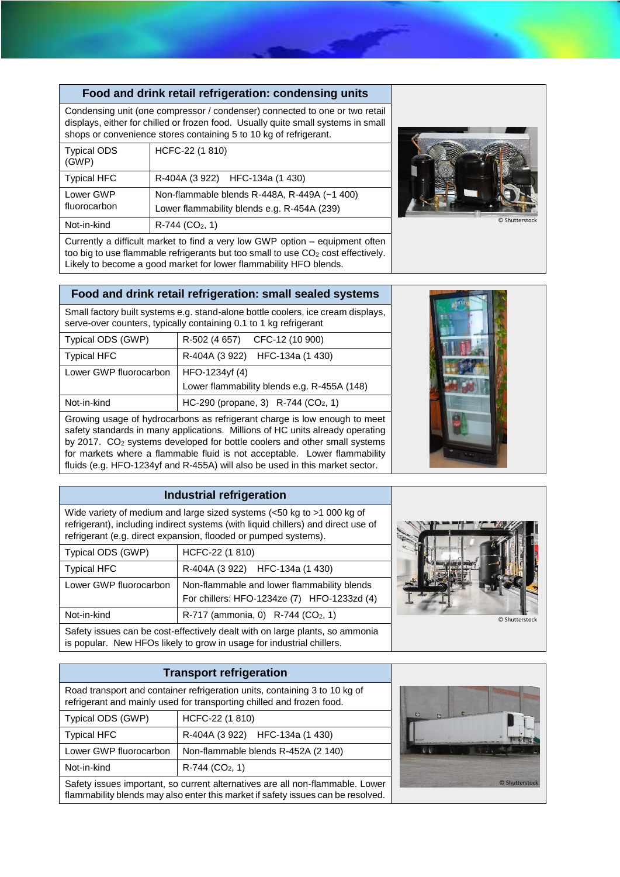## Food and drink retail refrigeration: condensing units

| Food and drink retail refrigeration: condensing units | |
|---|---|
| Condensing unit (one compressor / condenser) connected to one or two retail displays, either for chilled or frozen food. Usually quite small systems in small shops or convenience stores containing 5 to 10 kg of refrigerant. | |
| Typical ODS (GWP) | HCFC-22 (1 810) |
| Typical HFC | R-404A (3 922) HFC-134a (1 430) |
| Lower GWP fluorocarbon | Non-flammable blends R-448A, R-449A (~1 400)<br>Lower flammability blends e.g. R-454A (239) |
| Not-in-kind | R-744 ($CO_2$, 1) |
| Currently a difficult market to find a very low GWP option – equipment often too big to use flammable refrigerants but too small to use $CO_2$ cost effectively. Likely to become a good market for lower flammability HFO blends. | |

© Shutterstock

## Food and drink retail refrigeration: small sealed systems

| Food and drink retail refrigeration: small sealed systems | |
|---|---|
| Small factory built systems e.g. stand-alone bottle coolers, ice cream displays, serve-over counters, typically containing 0.1 to 1 kg refrigerant | |
| Typical ODS (GWP) | R-502 (4 657) CFC-12 (10 900) |
| Typical HFC | R-404A (3 922) HFC-134a (1 430) |
| Lower GWP fluorocarbon | HFO-1234yf (4)<br>Lower flammability blends e.g. R-455A (148) |
| Not-in-kind | HC-290 (propane, 3) R-744 ($CO_2$, 1) |
| Growing usage of hydrocarbons as refrigerant charge is low enough to meet safety standards in many applications. Millions of HC units already operating by 2017. $CO_2$ systems developed for bottle coolers and other small systems for markets where a flammable fluid is not acceptable. Lower flammability fluids (e.g. HFO-1234yf and R-455A) will also be used in this market sector. | |

## Industrial refrigeration

| Industrial refrigeration | |
|---|---|
| Wide variety of medium and large sized systems (<50 kg to >1 000 kg of refrigerant), including indirect systems (with liquid chillers) and direct use of refrigerant (e.g. direct expansion, flooded or pumped systems). | |
| Typical ODS (GWP) | HCFC-22 (1 810) |
| Typical HFC | R-404A (3 922) HFC-134a (1 430) |
| Lower GWP fluorocarbon | Non-flammable and lower flammability blends<br>For chillers: HFO-1234ze (7) HFO-1233zd (4) |
| Not-in-kind | R-717 (ammonia, 0) R-744 ($CO_2$, 1) |
| Safety issues can be cost-effectively dealt with on large plants, so ammonia is popular. New HFOs likely to grow in usage for industrial chillers. | |

© Shutterstock

## Transport refrigeration

| Transport refrigeration | |
|---|---|
| Road transport and container refrigeration units, containing 3 to 10 kg of refrigerant and mainly used for transporting chilled and frozen food. | |
| Typical ODS (GWP) | HCFC-22 (1 810) |
| Typical HFC | R-404A (3 922) HFC-134a (1 430) |
| Lower GWP fluorocarbon | Non-flammable blends R-452A (2 140) |
| Not-in-kind | R-744 ($CO_2$, 1) |
| Safety issues important, so current alternatives are all non-flammable. Lower flammability blends may also enter this market if safety issues can be resolved. | |

© Shutterstock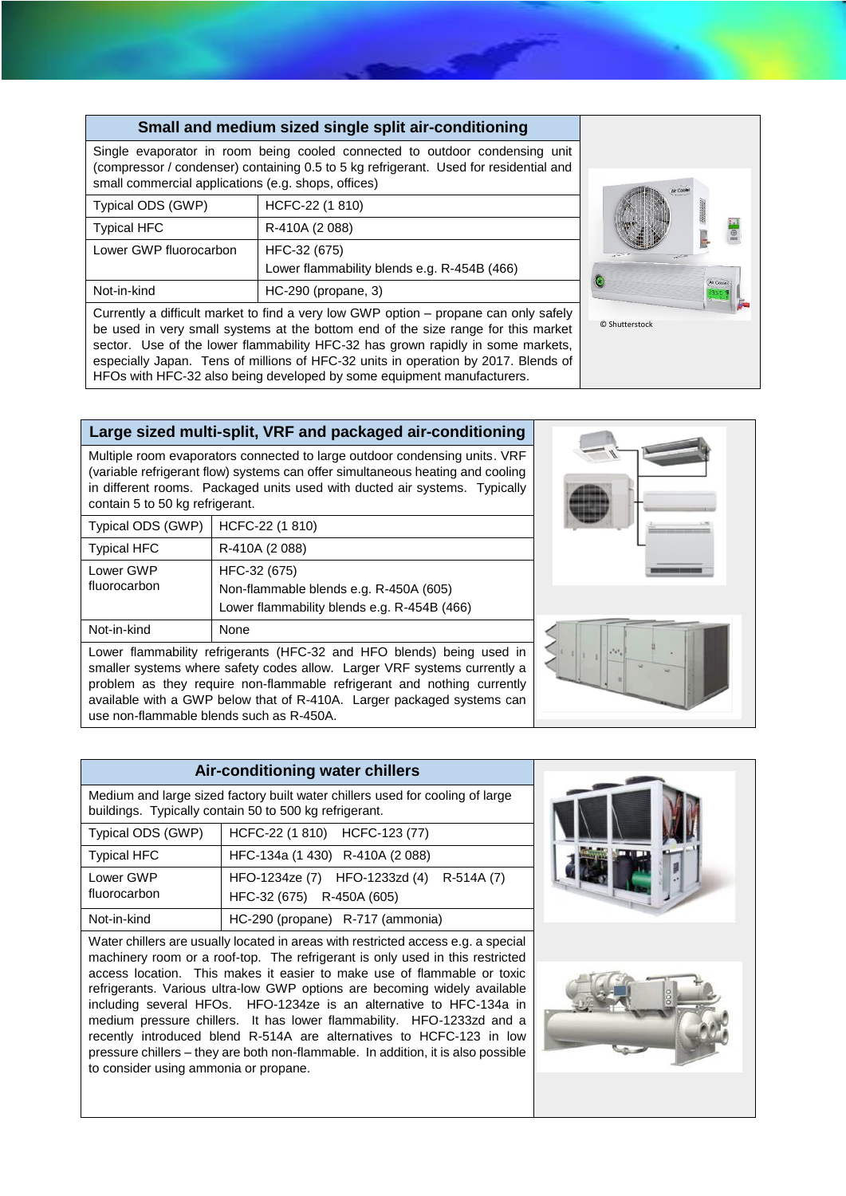| Small and medium sized single split air-conditioning | |
|---|---|
| Single evaporator in room being cooled connected to outdoor condensing unit (compressor / condenser) containing 0.5 to 5 kg refrigerant. Used for residential and small commercial applications (e.g. shops, offices) | |
| Typical ODS (GWP) | HCFC-22 (1 810) |
| Typical HFC | R-410A (2 088) |
| Lower GWP fluorocarbon | HFC-32 (675)<br>Lower flammability blends e.g. R-454B (466) |
| Not-in-kind | HC-290 (propane, 3) |
| Currently a difficult market to find a very low GWP option – propane can only safely be used in very small systems at the bottom end of the size range for this market sector. Use of the lower flammability HFC-32 has grown rapidly in some markets, especially Japan. Tens of millions of HFC-32 units in operation by 2017. Blends of HFOs with HFC-32 also being developed by some equipment manufacturers. | |

© Shutterstock

| Large sized multi-split, VRF and packaged air-conditioning | |
|---|---|
| Multiple room evaporators connected to large outdoor condensing units. VRF (variable refrigerant flow) systems can offer simultaneous heating and cooling in different rooms. Packaged units used with ducted air systems. Typically contain 5 to 50 kg refrigerant. | |
| Typical ODS (GWP) | HCFC-22 (1 810) |
| Typical HFC | R-410A (2 088) |
| Lower GWP fluorocarbon | HFC-32 (675)<br>Non-flammable blends e.g. R-450A (605)<br>Lower flammability blends e.g. R-454B (466) |
| Not-in-kind | None |
| Lower flammability refrigerants (HFC-32 and HFO blends) being used in smaller systems where safety codes allow. Larger VRF systems currently a problem as they require non-flammable refrigerant and nothing currently available with a GWP below that of R-410A. Larger packaged systems can use non-flammable blends such as R-450A. | |

| Air-conditioning water chillers | |
|---|---|
| Medium and large sized factory built water chillers used for cooling of large buildings. Typically contain 50 to 500 kg refrigerant. | |
| Typical ODS (GWP) | HCFC-22 (1 810) HCFC-123 (77) |
| Typical HFC | HFC-134a (1 430) R-410A (2 088) |
| Lower GWP fluorocarbon | HFO-1234ze (7) HFO-1233zd (4) R-514A (7)<br>HFC-32 (675) R-450A (605) |
| Not-in-kind | HC-290 (propane) R-717 (ammonia) |
| Water chillers are usually located in areas with restricted access e.g. a special machinery room or a roof-top. The refrigerant is only used in this restricted access location. This makes it easier to make use of flammable or toxic refrigerants. Various ultra-low GWP options are becoming widely available including several HFOs. HFO-1234ze is an alternative to HFC-134a in medium pressure chillers. It has lower flammability. HFO-1233zd and a recently introduced blend R-514A are alternatives to HCFC-123 in low pressure chillers – they are both non-flammable. In addition, it is also possible to consider using ammonia or propane. | |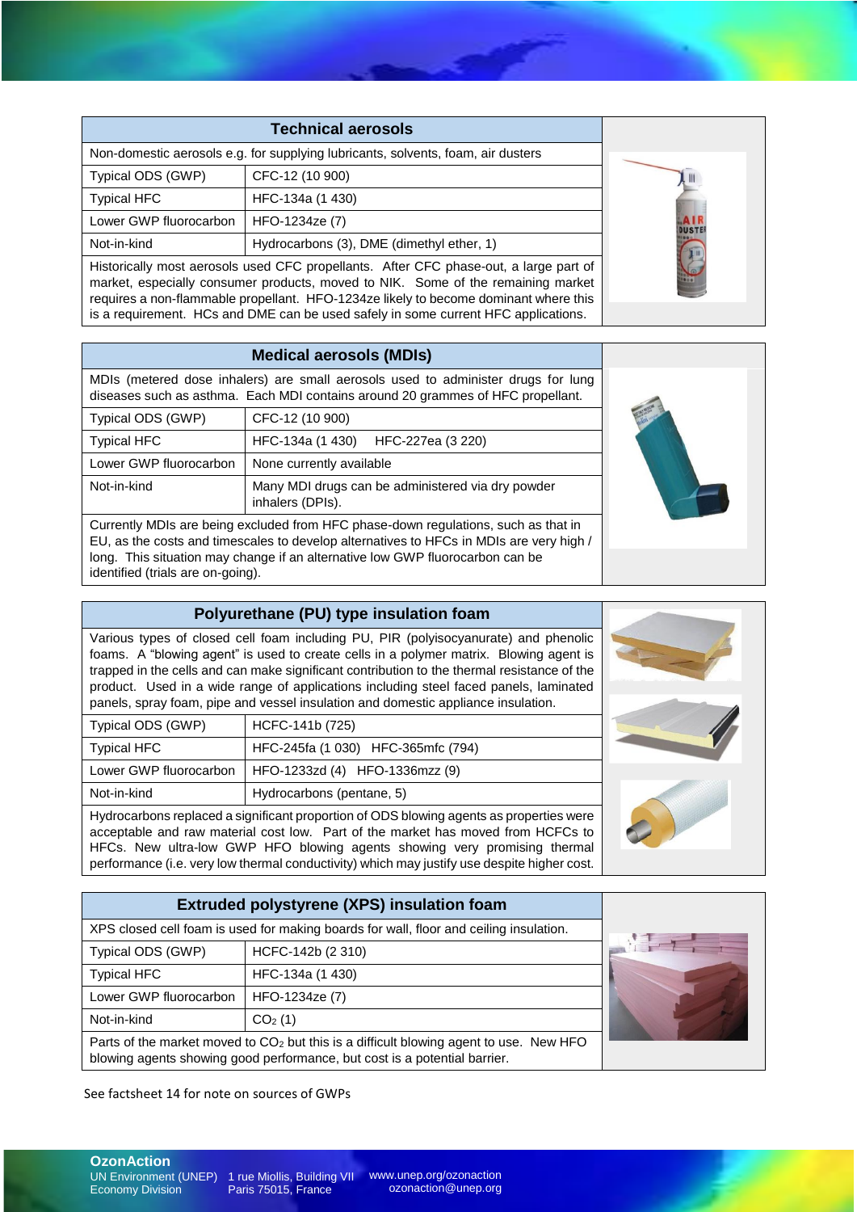## Technical aerosols

| | |
|---|---|
| Non-domestic aerosols e.g. for supplying lubricants, solvents, foam, air dusters | |
| Typical ODS (GWP) | CFC-12 (10 900) |
| Typical HFC | HFC-134a (1 430) |
| Lower GWP fluorocarbon | HFO-1234ze (7) |
| Not-in-kind | Hydrocarbons (3), DME (dimethyl ether, 1) |

Historically most aerosols used CFC propellants. After CFC phase-out, a large part of market, especially consumer products, moved to NIK. Some of the remaining market requires a non-flammable propellant. HFO-1234ze likely to become dominant where this is a requirement. HCs and DME can be used safely in some current HFC applications.

## Medical aerosols (MDIs)

| | |
|---|---|
| MDIs (metered dose inhalers) are small aerosols used to administer drugs for lung diseases such as asthma. Each MDI contains around 20 grammes of HFC propellant. | |
| Typical ODS (GWP) | CFC-12 (10 900) |
| Typical HFC | HFC-134a (1 430) HFC-227ea (3 220) |
| Lower GWP fluorocarbon | None currently available |
| Not-in-kind | Many MDI drugs can be administered via dry powder inhalers (DPIs). |

Currently MDIs are being excluded from HFC phase-down regulations, such as that in EU, as the costs and timescales to develop alternatives to HFCs in MDIs are very high / long. This situation may change if an alternative low GWP fluorocarbon can be identified (trials are on-going).

## Polyurethane (PU) type insulation foam

Various types of closed cell foam including PU, PIR (polyisocyanurate) and phenolic foams. A "blowing agent" is used to create cells in a polymer matrix. Blowing agent is trapped in the cells and can make significant contribution to the thermal resistance of the product. Used in a wide range of applications including steel faced panels, laminated panels, spray foam, pipe and vessel insulation and domestic appliance insulation.

| | |
|---|---|
| Typical ODS (GWP) | HCFC-141b (725) |
| Typical HFC | HFC-245fa (1 030) HFC-365mfc (794) |
| Lower GWP fluorocarbon | HFO-1233zd (4) HFO-1336mzz (9) |
| Not-in-kind | Hydrocarbons (pentane, 5) |

Hydrocarbons replaced a significant proportion of ODS blowing agents as properties were acceptable and raw material cost low. Part of the market has moved from HCFCs to HFCs. New ultra-low GWP HFO blowing agents showing very promising thermal performance (i.e. very low thermal conductivity) which may justify use despite higher cost.

## Extruded polystyrene (XPS) insulation foam

| | |
|---|---|
| XPS closed cell foam is used for making boards for wall, floor and ceiling insulation. | |
| Typical ODS (GWP) | HCFC-142b (2 310) |
| Typical HFC | HFC-134a (1 430) |
| Lower GWP fluorocarbon | HFO-1234ze (7) |
| Not-in-kind | $CO_2$ (1) |

Parts of the market moved to $CO_2$ but this is a difficult blowing agent to use. New HFO blowing agents showing good performance, but cost is a potential barrier.

See factsheet 14 for note on sources of GWPs

**OzonAction**
UN Environment (UNEP) Economy Division
1 rue Miollis, Building VII Paris 75015, France
www.unep.org/ozonaction ozonaction@unep.org